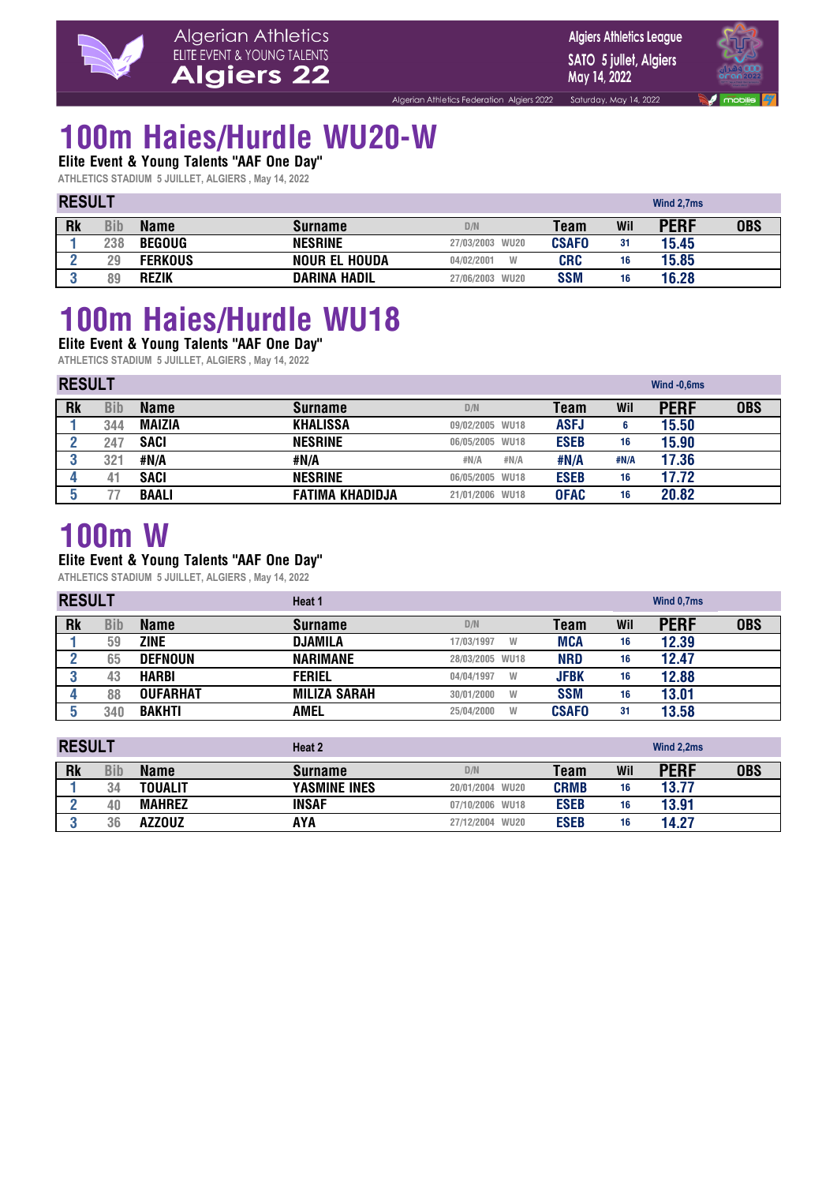# 100m Haies/Hurdle WU20-W

**Elite Event & Young Talents "AAF One Day"**

ATHLETICS STADIUM 5 JUILLET, ALGIERS , May 14, 2022

**RESULT** — Wind 2,7ms

| Rk | Bib | Name | Surname | D/N | | Team | Wil | PERF | OBS |
|---|---|---|---|---|---|---|---|---|---|
| 1 | 238 | BEGOUG | NESRINE | 27/03/2003 | WU20 | CSAFO | 31 | 15.45 | |
| 2 | 29 | FERKOUS | NOUR EL HOUDA | 04/02/2001 | W | CRC | 16 | 15.85 | |
| 3 | 89 | REZIK | DARINA HADIL | 27/06/2003 | WU20 | SSM | 16 | 16.28 | |

# 100m Haies/Hurdle WU18

**Elite Event & Young Talents "AAF One Day"**

ATHLETICS STADIUM 5 JUILLET, ALGIERS , May 14, 2022

**RESULT** — Wind -0,6ms

| Rk | Bib | Name | Surname | D/N | | Team | Wil | PERF | OBS |
|---|---|---|---|---|---|---|---|---|---|
| 1 | 344 | MAIZIA | KHALISSA | 09/02/2005 | WU18 | ASFJ | 6 | 15.50 | |
| 2 | 247 | SACI | NESRINE | 06/05/2005 | WU18 | ESEB | 16 | 15.90 | |
| 3 | 321 | #N/A | #N/A | #N/A | #N/A | #N/A | #N/A | 17.36 | |
| 4 | 41 | SACI | NESRINE | 06/05/2005 | WU18 | ESEB | 16 | 17.72 | |
| 5 | 77 | BAALI | FATIMA KHADIDJA | 21/01/2006 | WU18 | OFAC | 16 | 20.82 | |

# 100m W

**Elite Event & Young Talents "AAF One Day"**

ATHLETICS STADIUM 5 JUILLET, ALGIERS , May 14, 2022

**RESULT** — Heat 1 — Wind 0,7ms

| Rk | Bib | Name | Surname | D/N | | Team | Wil | PERF | OBS |
|---|---|---|---|---|---|---|---|---|---|
| 1 | 59 | ZINE | DJAMILA | 17/03/1997 | W | MCA | 16 | 12.39 | |
| 2 | 65 | DEFNOUN | NARIMANE | 28/03/2005 | WU18 | NRD | 16 | 12.47 | |
| 3 | 43 | HARBI | FERIEL | 04/04/1997 | W | JFBK | 16 | 12.88 | |
| 4 | 88 | OUFARHAT | MILIZA SARAH | 30/01/2000 | W | SSM | 16 | 13.01 | |
| 5 | 340 | BAKHTI | AMEL | 25/04/2000 | W | CSAFO | 31 | 13.58 | |

**RESULT** — Heat 2 — Wind 2,2ms

| Rk | Bib | Name | Surname | D/N | | Team | Wil | PERF | OBS |
|---|---|---|---|---|---|---|---|---|---|
| 1 | 34 | TOUALIT | YASMINE INES | 20/01/2004 | WU20 | CRMB | 16 | 13.77 | |
| 2 | 40 | MAHREZ | INSAF | 07/10/2006 | WU18 | ESEB | 16 | 13.91 | |
| 3 | 36 | AZZOUZ | AYA | 27/12/2004 | WU20 | ESEB | 16 | 14.27 | |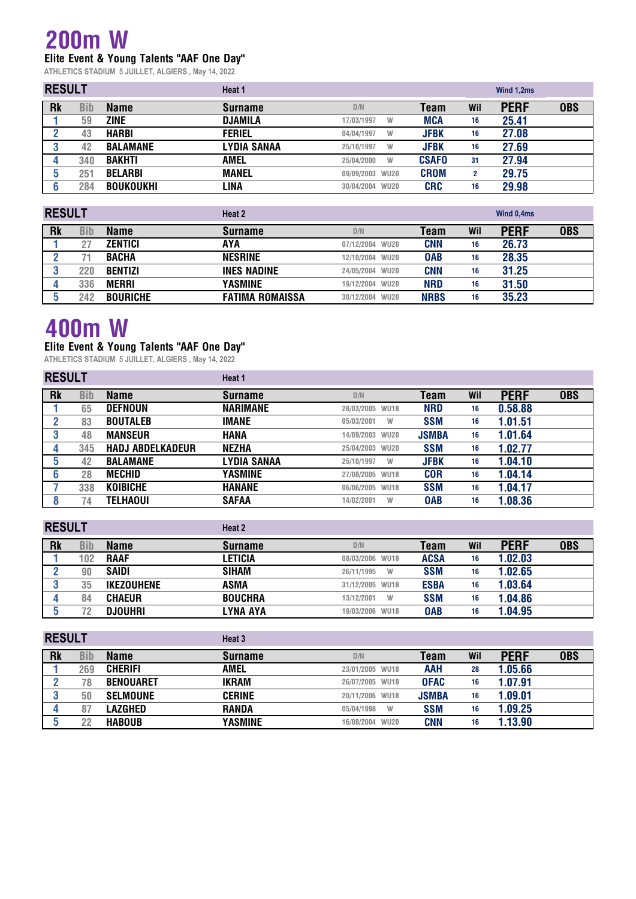# 200m W

**Elite Event & Young Talents "AAF One Day"**

ATHLETICS STADIUM 5 JUILLET, ALGIERS , May 14, 2022

**RESULT** — Heat 1 — Wind 1,2ms

| Rk | Bib | Name | Surname | D/N | | Team | Wil | PERF | OBS |
|---|---|---|---|---|---|---|---|---|---|
| 1 | 59 | ZINE | DJAMILA | 17/03/1997 | W | MCA | 16 | 25.41 | |
| 2 | 43 | HARBI | FERIEL | 04/04/1997 | W | JFBK | 16 | 27.08 | |
| 3 | 42 | BALAMANE | LYDIA SANAA | 25/10/1997 | W | JFBK | 16 | 27.69 | |
| 4 | 340 | BAKHTI | AMEL | 25/04/2000 | W | CSAFO | 31 | 27.94 | |
| 5 | 251 | BELARBI | MANEL | 09/09/2003 | WU20 | CROM | 2 | 29.75 | |
| 6 | 284 | BOUKOUKHI | LINA | 30/04/2004 | WU20 | CRC | 16 | 29.98 | |

**RESULT** — Heat 2 — Wind 0,4ms

| Rk | Bib | Name | Surname | D/N | | Team | Wil | PERF | OBS |
|---|---|---|---|---|---|---|---|---|---|
| 1 | 27 | ZENTICI | AYA | 07/12/2004 | WU20 | CNN | 16 | 26.73 | |
| 2 | 71 | BACHA | NESRINE | 12/10/2004 | WU20 | OAB | 16 | 28.35 | |
| 3 | 220 | BENTIZI | INES NADINE | 24/05/2004 | WU20 | CNN | 16 | 31.25 | |
| 4 | 336 | MERRI | YASMINE | 19/12/2004 | WU20 | NRD | 16 | 31.50 | |
| 5 | 242 | BOURICHE | FATIMA ROMAISSA | 30/12/2004 | WU20 | NRBS | 16 | 35.23 | |

# 400m W

**Elite Event & Young Talents "AAF One Day"**

ATHLETICS STADIUM 5 JUILLET, ALGIERS , May 14, 2022

**RESULT** — Heat 1

| Rk | Bib | Name | Surname | D/N | | Team | Wil | PERF | OBS |
|---|---|---|---|---|---|---|---|---|---|
| 1 | 65 | DEFNOUN | NARIMANE | 28/03/2005 | WU18 | NRD | 16 | 0.58.88 | |
| 2 | 83 | BOUTALEB | IMANE | 05/03/2001 | W | SSM | 16 | 1.01.51 | |
| 3 | 48 | MANSEUR | HANA | 14/09/2003 | WU20 | JSMBA | 16 | 1.01.64 | |
| 4 | 345 | HADJ ABDELKADEUR | NEZHA | 25/04/2003 | WU20 | SSM | 16 | 1.02.77 | |
| 5 | 42 | BALAMANE | LYDIA SANAA | 25/10/1997 | W | JFBK | 16 | 1.04.10 | |
| 6 | 28 | MECHID | YASMINE | 27/08/2005 | WU18 | COR | 16 | 1.04.14 | |
| 7 | 338 | KOIBICHE | HANANE | 06/06/2005 | WU18 | SSM | 16 | 1.04.17 | |
| 8 | 74 | TELHAOUI | SAFAA | 14/02/2001 | W | OAB | 16 | 1.08.36 | |

**RESULT** — Heat 2

| Rk | Bib | Name | Surname | D/N | | Team | Wil | PERF | OBS |
|---|---|---|---|---|---|---|---|---|---|
| 1 | 102 | RAAF | LETICIA | 08/03/2006 | WU18 | ACSA | 16 | 1.02.03 | |
| 2 | 90 | SAIDI | SIHAM | 26/11/1995 | W | SSM | 16 | 1.02.65 | |
| 3 | 35 | IKEZOUHENE | ASMA | 31/12/2005 | WU18 | ESBA | 16 | 1.03.64 | |
| 4 | 84 | CHAEUR | BOUCHRA | 13/12/2001 | W | SSM | 16 | 1.04.86 | |
| 5 | 72 | DJOUHRI | LYNA AYA | 19/03/2006 | WU18 | OAB | 16 | 1.04.95 | |

**RESULT** — Heat 3

| Rk | Bib | Name | Surname | D/N | | Team | Wil | PERF | OBS |
|---|---|---|---|---|---|---|---|---|---|
| 1 | 269 | CHERIFI | AMEL | 23/01/2005 | WU18 | AAH | 28 | 1.05.66 | |
| 2 | 78 | BENOUARET | IKRAM | 26/07/2005 | WU18 | OFAC | 16 | 1.07.91 | |
| 3 | 50 | SELMOUNE | CERINE | 20/11/2006 | WU18 | JSMBA | 16 | 1.09.01 | |
| 4 | 87 | LAZGHED | RANDA | 05/04/1998 | W | SSM | 16 | 1.09.25 | |
| 5 | 22 | HABOUB | YASMINE | 16/08/2004 | WU20 | CNN | 16 | 1.13.90 | |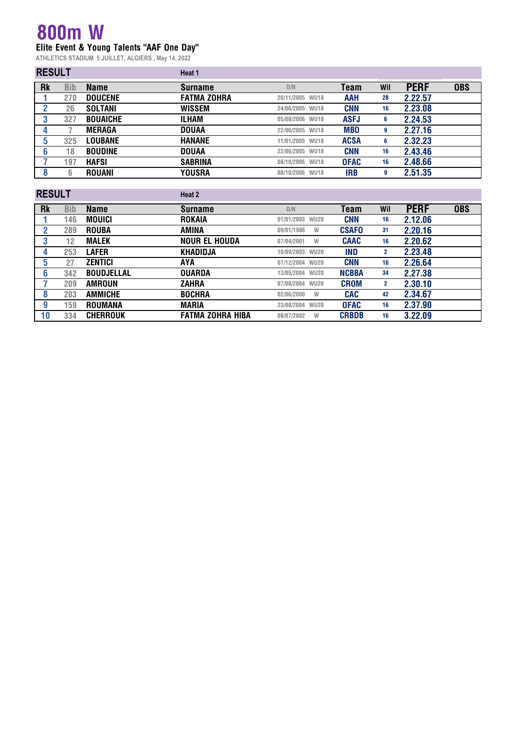# 800m W

**Elite Event & Young Talents "AAF One Day"**

ATHLETICS STADIUM 5 JUILLET, ALGIERS , May 14, 2022

## RESULT — Heat 1

| Rk | Bib | Name | Surname | D/N | | Team | Wil | PERF | OBS |
|---|---|---|---|---|---|---|---|---|---|
| 1 | 270 | DOUCENE | FATMA ZOHRA | 20/11/2005 | WU18 | AAH | 28 | 2.22.57 | |
| 2 | 26 | SOLTANI | WISSEM | 24/06/2005 | WU18 | CNN | 16 | 2.23.08 | |
| 3 | 327 | BOUAICHE | ILHAM | 05/08/2006 | WU18 | ASFJ | 6 | 2.24.53 | |
| 4 | 7 | MERAGA | DOUAA | 22/06/2005 | WU18 | MBO | 9 | 2.27.16 | |
| 5 | 325 | LOUBANE | HANANE | 11/01/2005 | WU18 | ACSA | 6 | 2.32.23 | |
| 6 | 18 | BOUDINE | DOUAA | 22/06/2005 | WU18 | CNN | 16 | 2.43.46 | |
| 7 | 197 | HAFSI | SABRINA | 08/10/2006 | WU18 | OFAC | 16 | 2.48.66 | |
| 8 | 6 | ROUANI | YOUSRA | 08/10/2006 | WU18 | IRB | 9 | 2.51.35 | |

## RESULT — Heat 2

| Rk | Bib | Name | Surname | D/N | | Team | Wil | PERF | OBS |
|---|---|---|---|---|---|---|---|---|---|
| 1 | 146 | MOUICI | ROKAIA | 01/01/2003 | WU20 | CNN | 16 | 2.12.06 | |
| 2 | 289 | ROUBA | AMINA | 09/01/1986 | W | CSAFO | 31 | 2.20.16 | |
| 3 | 12 | MALEK | NOUR EL HOUDA | 07/04/2001 | W | CAAC | 16 | 2.20.62 | |
| 4 | 253 | LAFER | KHADIDJA | 10/09/2003 | WU20 | IND | 2 | 2.23.48 | |
| 5 | 27 | ZENTICI | AYA | 07/12/2004 | WU20 | CNN | 16 | 2.26.64 | |
| 6 | 342 | BOUDJELLAL | OUARDA | 13/05/2004 | WU20 | NCBBA | 34 | 2.27.38 | |
| 7 | 209 | AMROUN | ZAHRA | 07/08/2004 | WU20 | CROM | 2 | 2.30.10 | |
| 8 | 203 | AMMICHE | BOCHRA | 02/06/2000 | W | CAC | 42 | 2.34.67 | |
| 9 | 159 | ROUMANA | MARIA | 23/08/2004 | WU20 | OFAC | 16 | 2.37.90 | |
| 10 | 334 | CHERROUK | FATMA ZOHRA HIBA | 08/07/2002 | W | CRBDB | 16 | 3.22.09 | |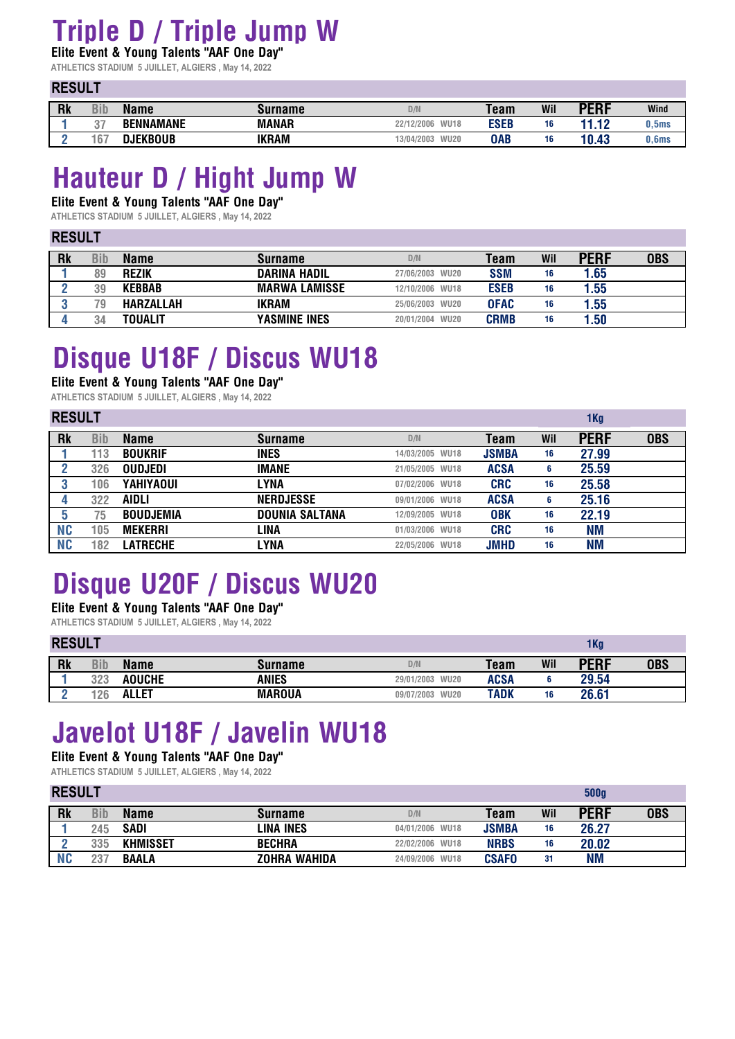# Triple D / Triple Jump W

**Elite Event & Young Talents "AAF One Day"**

ATHLETICS STADIUM 5 JUILLET, ALGIERS , May 14, 2022

## RESULT

| Rk | Bib | Name | Surname | D/N | | Team | Wil | PERF | Wind |
|---|---|---|---|---|---|---|---|---|---|
| 1 | 37 | BENNAMANE | MANAR | 22/12/2006 | WU18 | ESEB | 16 | 11.12 | 0,5ms |
| 2 | 167 | DJEKBOUB | IKRAM | 13/04/2003 | WU20 | OAB | 16 | 10.43 | 0,6ms |

# Hauteur D / Hight Jump W

**Elite Event & Young Talents "AAF One Day"**

ATHLETICS STADIUM 5 JUILLET, ALGIERS , May 14, 2022

## RESULT

| Rk | Bib | Name | Surname | D/N | | Team | Wil | PERF | OBS |
|---|---|---|---|---|---|---|---|---|---|
| 1 | 89 | REZIK | DARINA HADIL | 27/06/2003 | WU20 | SSM | 16 | 1.65 | |
| 2 | 39 | KEBBAB | MARWA LAMISSE | 12/10/2006 | WU18 | ESEB | 16 | 1.55 | |
| 3 | 79 | HARZALLAH | IKRAM | 25/06/2003 | WU20 | OFAC | 16 | 1.55 | |
| 4 | 34 | TOUALIT | YASMINE INES | 20/01/2004 | WU20 | CRMB | 16 | 1.50 | |

# Disque U18F / Discus WU18

**Elite Event & Young Talents "AAF One Day"**

ATHLETICS STADIUM 5 JUILLET, ALGIERS , May 14, 2022

## RESULT

1Kg

| Rk | Bib | Name | Surname | D/N | | Team | Wil | PERF | OBS |
|---|---|---|---|---|---|---|---|---|---|
| 1 | 113 | BOUKRIF | INES | 14/03/2005 | WU18 | JSMBA | 16 | 27.99 | |
| 2 | 326 | OUDJEDI | IMANE | 21/05/2005 | WU18 | ACSA | 6 | 25.59 | |
| 3 | 106 | YAHIYAOUI | LYNA | 07/02/2006 | WU18 | CRC | 16 | 25.58 | |
| 4 | 322 | AIDLI | NERDJESSE | 09/01/2006 | WU18 | ACSA | 6 | 25.16 | |
| 5 | 75 | BOUDJEMIA | DOUNIA SALTANA | 12/09/2005 | WU18 | OBK | 16 | 22.19 | |
| NC | 105 | MEKERRI | LINA | 01/03/2006 | WU18 | CRC | 16 | NM | |
| NC | 182 | LATRECHE | LYNA | 22/05/2006 | WU18 | JMHD | 16 | NM | |

# Disque U20F / Discus WU20

**Elite Event & Young Talents "AAF One Day"**

ATHLETICS STADIUM 5 JUILLET, ALGIERS , May 14, 2022

## RESULT

1Kg

| Rk | Bib | Name | Surname | D/N | | Team | Wil | PERF | OBS |
|---|---|---|---|---|---|---|---|---|---|
| 1 | 323 | AOUCHE | ANIES | 29/01/2003 | WU20 | ACSA | 6 | 29.54 | |
| 2 | 126 | ALLET | MAROUA | 09/07/2003 | WU20 | TADK | 16 | 26.61 | |

# Javelot U18F / Javelin WU18

**Elite Event & Young Talents "AAF One Day"**

ATHLETICS STADIUM 5 JUILLET, ALGIERS , May 14, 2022

## RESULT

500g

| Rk | Bib | Name | Surname | D/N | | Team | Wil | PERF | OBS |
|---|---|---|---|---|---|---|---|---|---|
| 1 | 245 | SADI | LINA INES | 04/01/2006 | WU18 | JSMBA | 16 | 26.27 | |
| 2 | 335 | KHMISSET | BECHRA | 22/02/2006 | WU18 | NRBS | 16 | 20.02 | |
| NC | 237 | BAALA | ZOHRA WAHIDA | 24/09/2006 | WU18 | CSAFO | 31 | NM | |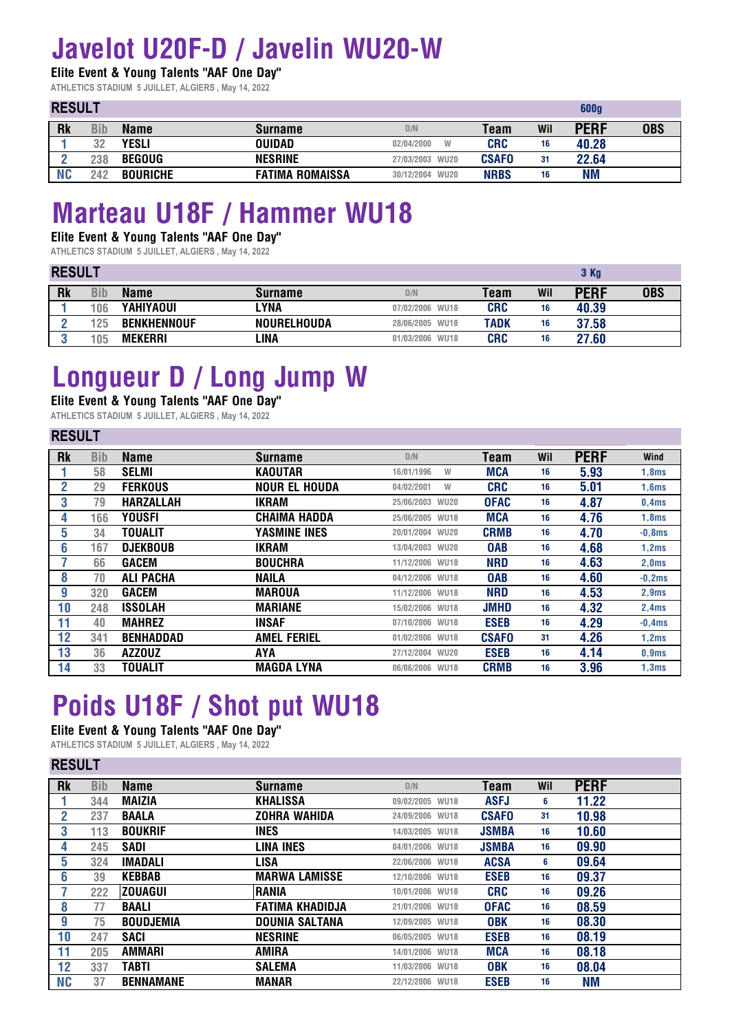# Javelot U20F-D / Javelin WU20-W

**Elite Event & Young Talents "AAF One Day"**

ATHLETICS STADIUM 5 JUILLET, ALGIERS , May 14, 2022

**RESULT** — 600g

| Rk | Bib | Name | Surname | D/N | | Team | Wil | PERF | OBS |
|---|---|---|---|---|---|---|---|---|---|
| 1 | 32 | YESLI | OUIDAD | 02/04/2000 | W | CRC | 16 | 40.28 | |
| 2 | 238 | BEGOUG | NESRINE | 27/03/2003 | WU20 | CSAFO | 31 | 22.64 | |
| NC | 242 | BOURICHE | FATIMA ROMAISSA | 30/12/2004 | WU20 | NRBS | 16 | NM | |

# Marteau U18F / Hammer WU18

**Elite Event & Young Talents "AAF One Day"**

ATHLETICS STADIUM 5 JUILLET, ALGIERS , May 14, 2022

**RESULT** — 3 Kg

| Rk | Bib | Name | Surname | D/N | | Team | Wil | PERF | OBS |
|---|---|---|---|---|---|---|---|---|---|
| 1 | 106 | YAHIYAOUI | LYNA | 07/02/2006 | WU18 | CRC | 16 | 40.39 | |
| 2 | 125 | BENKHENNOUF | NOURELHOUDA | 28/06/2005 | WU18 | TADK | 16 | 37.58 | |
| 3 | 105 | MEKERRI | LINA | 01/03/2006 | WU18 | CRC | 16 | 27.60 | |

# Longueur D / Long Jump W

**Elite Event & Young Talents "AAF One Day"**

ATHLETICS STADIUM 5 JUILLET, ALGIERS , May 14, 2022

**RESULT**

| Rk | Bib | Name | Surname | D/N | | Team | Wil | PERF | Wind |
|---|---|---|---|---|---|---|---|---|---|
| 1 | 58 | SELMI | KAOUTAR | 16/01/1996 | W | MCA | 16 | 5.93 | 1,8ms |
| 2 | 29 | FERKOUS | NOUR EL HOUDA | 04/02/2001 | W | CRC | 16 | 5.01 | 1,6ms |
| 3 | 79 | HARZALLAH | IKRAM | 25/06/2003 | WU20 | OFAC | 16 | 4.87 | 0,4ms |
| 4 | 166 | YOUSFI | CHAIMA HADDA | 25/06/2005 | WU18 | MCA | 16 | 4.76 | 1,8ms |
| 5 | 34 | TOUALIT | YASMINE INES | 20/01/2004 | WU20 | CRMB | 16 | 4.70 | -0,8ms |
| 6 | 167 | DJEKBOUB | IKRAM | 13/04/2003 | WU20 | OAB | 16 | 4.68 | 1,2ms |
| 7 | 66 | GACEM | BOUCHRA | 11/12/2006 | WU18 | NRD | 16 | 4.63 | 2,0ms |
| 8 | 70 | ALI PACHA | NAILA | 04/12/2006 | WU18 | OAB | 16 | 4.60 | -0,2ms |
| 9 | 320 | GACEM | MAROUA | 11/12/2006 | WU18 | NRD | 16 | 4.53 | 2,9ms |
| 10 | 248 | ISSOLAH | MARIANE | 15/02/2006 | WU18 | JMHD | 16 | 4.32 | 2,4ms |
| 11 | 40 | MAHREZ | INSAF | 07/10/2006 | WU18 | ESEB | 16 | 4.29 | -0,4ms |
| 12 | 341 | BENHADDAD | AMEL FERIEL | 01/02/2006 | WU18 | CSAFO | 31 | 4.26 | 1,2ms |
| 13 | 36 | AZZOUZ | AYA | 27/12/2004 | WU20 | ESEB | 16 | 4.14 | 0,9ms |
| 14 | 33 | TOUALIT | MAGDA LYNA | 06/06/2006 | WU18 | CRMB | 16 | 3.96 | 1,3ms |

# Poids U18F / Shot put WU18

**Elite Event & Young Talents "AAF One Day"**

ATHLETICS STADIUM 5 JUILLET, ALGIERS , May 14, 2022

**RESULT**

| Rk | Bib | Name | Surname | D/N | | Team | Wil | PERF |
|---|---|---|---|---|---|---|---|---|
| 1 | 344 | MAIZIA | KHALISSA | 09/02/2005 | WU18 | ASFJ | 6 | 11.22 |
| 2 | 237 | BAALA | ZOHRA WAHIDA | 24/09/2006 | WU18 | CSAFO | 31 | 10.98 |
| 3 | 113 | BOUKRIF | INES | 14/03/2005 | WU18 | JSMBA | 16 | 10.60 |
| 4 | 245 | SADI | LINA INES | 04/01/2006 | WU18 | JSMBA | 16 | 09.90 |
| 5 | 324 | IMADALI | LISA | 22/06/2006 | WU18 | ACSA | 6 | 09.64 |
| 6 | 39 | KEBBAB | MARWA LAMISSE | 12/10/2006 | WU18 | ESEB | 16 | 09.37 |
| 7 | 222 | ZOUAGUI | RANIA | 10/01/2006 | WU18 | CRC | 16 | 09.26 |
| 8 | 77 | BAALI | FATIMA KHADIDJA | 21/01/2006 | WU18 | OFAC | 16 | 08.59 |
| 9 | 75 | BOUDJEMIA | DOUNIA SALTANA | 12/09/2005 | WU18 | OBK | 16 | 08.30 |
| 10 | 247 | SACI | NESRINE | 06/05/2005 | WU18 | ESEB | 16 | 08.19 |
| 11 | 205 | AMMARI | AMIRA | 14/01/2006 | WU18 | MCA | 16 | 08.18 |
| 12 | 337 | TABTI | SALEMA | 11/03/2006 | WU18 | OBK | 16 | 08.04 |
| NC | 37 | BENNAMANE | MANAR | 22/12/2006 | WU18 | ESEB | 16 | NM |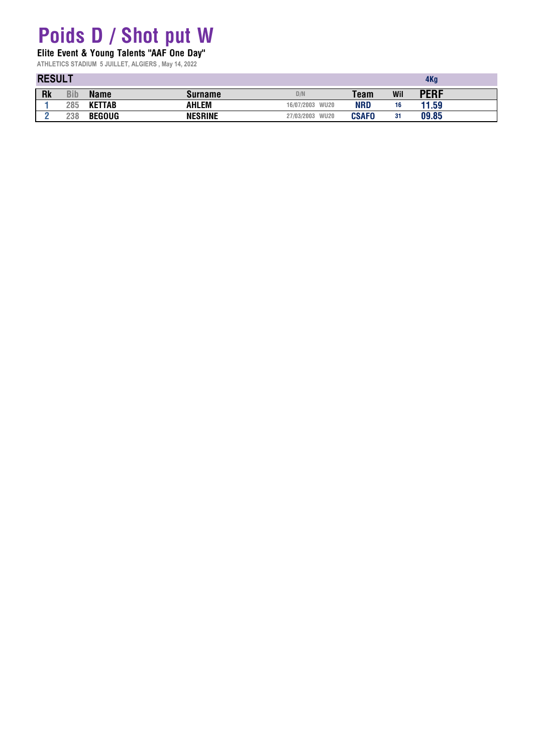# Poids D / Shot put W

**Elite Event & Young Talents "AAF One Day"**

ATHLETICS STADIUM 5 JUILLET, ALGIERS , May 14, 2022

## RESULT

4Kg

| Rk | Bib | Name | Surname | D/N | | Team | Wil | PERF |
|---|---|---|---|---|---|---|---|---|
| 1 | 285 | KETTAB | AHLEM | 16/07/2003 | WU20 | NRD | 16 | 11.59 |
| 2 | 238 | BEGOUG | NESRINE | 27/03/2003 | WU20 | CSAFO | 31 | 09.85 |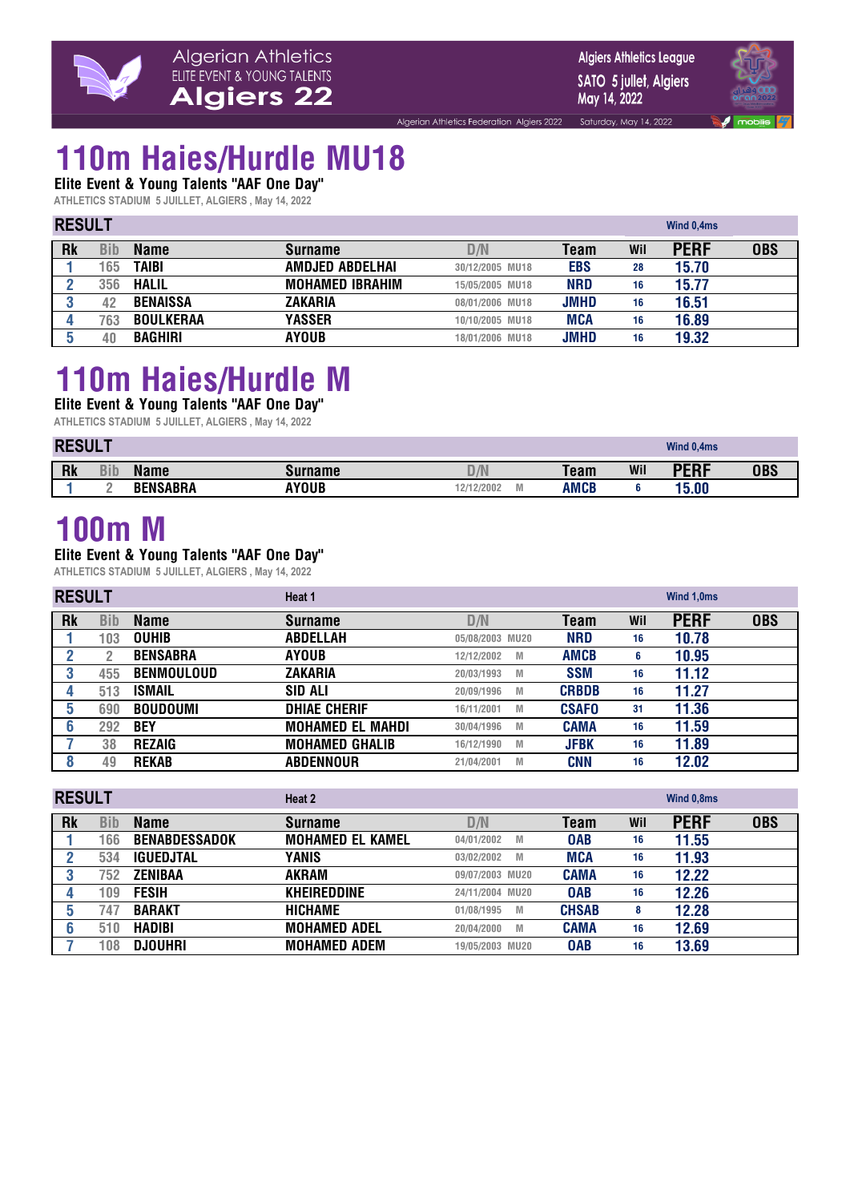# 110m Haies/Hurdle MU18

**Elite Event & Young Talents "AAF One Day"**

ATHLETICS STADIUM 5 JUILLET, ALGIERS , May 14, 2022

**RESULT** — Wind 0,4ms

| Rk | Bib | Name | Surname | D/N | | Team | Wil | PERF | OBS |
|---|---|---|---|---|---|---|---|---|---|
| 1 | 165 | TAIBI | AMDJED ABDELHAI | 30/12/2005 | MU18 | EBS | 28 | 15.70 | |
| 2 | 356 | HALIL | MOHAMED IBRAHIM | 15/05/2005 | MU18 | NRD | 16 | 15.77 | |
| 3 | 42 | BENAISSA | ZAKARIA | 08/01/2006 | MU18 | JMHD | 16 | 16.51 | |
| 4 | 763 | BOULKERAA | YASSER | 10/10/2005 | MU18 | MCA | 16 | 16.89 | |
| 5 | 40 | BAGHIRI | AYOUB | 18/01/2006 | MU18 | JMHD | 16 | 19.32 | |

# 110m Haies/Hurdle M

**Elite Event & Young Talents "AAF One Day"**

ATHLETICS STADIUM 5 JUILLET, ALGIERS , May 14, 2022

**RESULT** — Wind 0,4ms

| Rk | Bib | Name | Surname | D/N | | Team | Wil | PERF | OBS |
|---|---|---|---|---|---|---|---|---|---|
| 1 | 2 | BENSABRA | AYOUB | 12/12/2002 | M | AMCB | 6 | 15.00 | |

# 100m M

**Elite Event & Young Talents "AAF One Day"**

ATHLETICS STADIUM 5 JUILLET, ALGIERS , May 14, 2022

**RESULT** — Heat 1 — Wind 1,0ms

| Rk | Bib | Name | Surname | D/N | | Team | Wil | PERF | OBS |
|---|---|---|---|---|---|---|---|---|---|
| 1 | 103 | OUHIB | ABDELLAH | 05/08/2003 | MU20 | NRD | 16 | 10.78 | |
| 2 | 2 | BENSABRA | AYOUB | 12/12/2002 | M | AMCB | 6 | 10.95 | |
| 3 | 455 | BENMOULOUD | ZAKARIA | 20/03/1993 | M | SSM | 16 | 11.12 | |
| 4 | 513 | ISMAIL | SID ALI | 20/09/1996 | M | CRBDB | 16 | 11.27 | |
| 5 | 690 | BOUDOUMI | DHIAE CHERIF | 16/11/2001 | M | CSAFO | 31 | 11.36 | |
| 6 | 292 | BEY | MOHAMED EL MAHDI | 30/04/1996 | M | CAMA | 16 | 11.59 | |
| 7 | 38 | REZAIG | MOHAMED GHALIB | 16/12/1990 | M | JFBK | 16 | 11.89 | |
| 8 | 49 | REKAB | ABDENNOUR | 21/04/2001 | M | CNN | 16 | 12.02 | |

**RESULT** — Heat 2 — Wind 0,8ms

| Rk | Bib | Name | Surname | D/N | | Team | Wil | PERF | OBS |
|---|---|---|---|---|---|---|---|---|---|
| 1 | 166 | BENABDESSADOK | MOHAMED EL KAMEL | 04/01/2002 | M | OAB | 16 | 11.55 | |
| 2 | 534 | IGUEDJTAL | YANIS | 03/02/2002 | M | MCA | 16 | 11.93 | |
| 3 | 752 | ZENIBAA | AKRAM | 09/07/2003 | MU20 | CAMA | 16 | 12.22 | |
| 4 | 109 | FESIH | KHEIREDDINE | 24/11/2004 | MU20 | OAB | 16 | 12.26 | |
| 5 | 747 | BARAKT | HICHAME | 01/08/1995 | M | CHSAB | 8 | 12.28 | |
| 6 | 510 | HADIBI | MOHAMED ADEL | 20/04/2000 | M | CAMA | 16 | 12.69 | |
| 7 | 108 | DJOUHRI | MOHAMED ADEM | 19/05/2003 | MU20 | OAB | 16 | 13.69 | |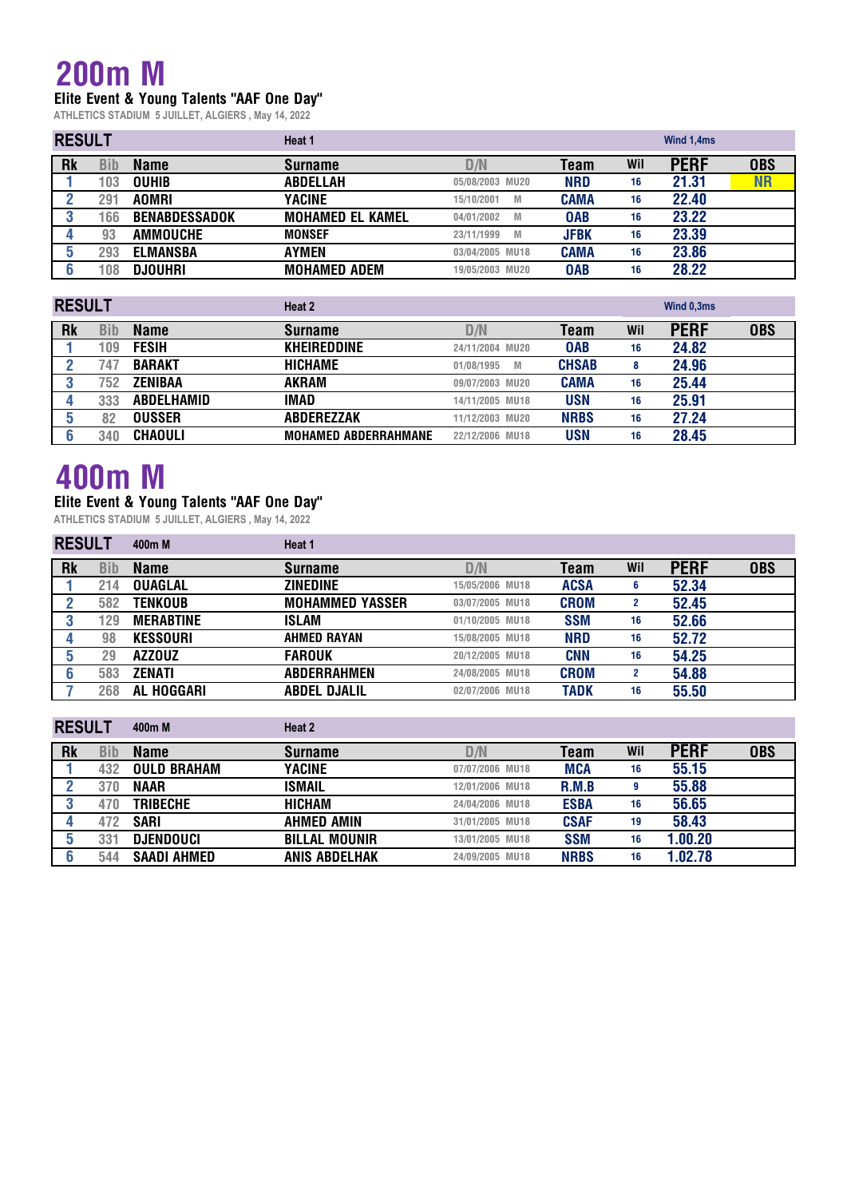# 200m M

**Elite Event & Young Talents "AAF One Day"**

ATHLETICS STADIUM 5 JUILLET, ALGIERS , May 14, 2022

**RESULT** — Heat 1 — Wind 1,4ms

| Rk | Bib | Name | Surname | D/N | | Team | Wil | PERF | OBS |
|---|---|---|---|---|---|---|---|---|---|
| 1 | 103 | OUHIB | ABDELLAH | 05/08/2003 | MU20 | NRD | 16 | 21.31 | NR |
| 2 | 291 | AOMRI | YACINE | 15/10/2001 | M | CAMA | 16 | 22.40 | |
| 3 | 166 | BENABDESSADOK | MOHAMED EL KAMEL | 04/01/2002 | M | OAB | 16 | 23.22 | |
| 4 | 93 | AMMOUCHE | MONSEF | 23/11/1999 | M | JFBK | 16 | 23.39 | |
| 5 | 293 | ELMANSBA | AYMEN | 03/04/2005 | MU18 | CAMA | 16 | 23.86 | |
| 6 | 108 | DJOUHRI | MOHAMED ADEM | 19/05/2003 | MU20 | OAB | 16 | 28.22 | |

**RESULT** — Heat 2 — Wind 0,3ms

| Rk | Bib | Name | Surname | D/N | | Team | Wil | PERF | OBS |
|---|---|---|---|---|---|---|---|---|---|
| 1 | 109 | FESIH | KHEIREDDINE | 24/11/2004 | MU20 | OAB | 16 | 24.82 | |
| 2 | 747 | BARAKT | HICHAME | 01/08/1995 | M | CHSAB | 8 | 24.96 | |
| 3 | 752 | ZENIBAA | AKRAM | 09/07/2003 | MU20 | CAMA | 16 | 25.44 | |
| 4 | 333 | ABDELHAMID | IMAD | 14/11/2005 | MU18 | USN | 16 | 25.91 | |
| 5 | 82 | OUSSER | ABDEREZZAK | 11/12/2003 | MU20 | NRBS | 16 | 27.24 | |
| 6 | 340 | CHAOULI | MOHAMED ABDERRAHMANE | 22/12/2006 | MU18 | USN | 16 | 28.45 | |

# 400m M

**Elite Event & Young Talents "AAF One Day"**

ATHLETICS STADIUM 5 JUILLET, ALGIERS , May 14, 2022

**RESULT** — 400m M — Heat 1

| Rk | Bib | Name | Surname | D/N | | Team | Wil | PERF | OBS |
|---|---|---|---|---|---|---|---|---|---|
| 1 | 214 | OUAGLAL | ZINEDINE | 15/05/2006 | MU18 | ACSA | 6 | 52.34 | |
| 2 | 582 | TENKOUB | MOHAMMED YASSER | 03/07/2005 | MU18 | CROM | 2 | 52.45 | |
| 3 | 129 | MERABTINE | ISLAM | 01/10/2005 | MU18 | SSM | 16 | 52.66 | |
| 4 | 98 | KESSOURI | AHMED RAYAN | 15/08/2005 | MU18 | NRD | 16 | 52.72 | |
| 5 | 29 | AZZOUZ | FAROUK | 20/12/2005 | MU18 | CNN | 16 | 54.25 | |
| 6 | 583 | ZENATI | ABDERRAHMEN | 24/08/2005 | MU18 | CROM | 2 | 54.88 | |
| 7 | 268 | AL HOGGARI | ABDEL DJALIL | 02/07/2006 | MU18 | TADK | 16 | 55.50 | |

**RESULT** — 400m M — Heat 2

| Rk | Bib | Name | Surname | D/N | | Team | Wil | PERF | OBS |
|---|---|---|---|---|---|---|---|---|---|
| 1 | 432 | OULD BRAHAM | YACINE | 07/07/2006 | MU18 | MCA | 16 | 55.15 | |
| 2 | 370 | NAAR | ISMAIL | 12/01/2006 | MU18 | R.M.B | 9 | 55.88 | |
| 3 | 470 | TRIBECHE | HICHAM | 24/04/2006 | MU18 | ESBA | 16 | 56.65 | |
| 4 | 472 | SARI | AHMED AMIN | 31/01/2005 | MU18 | CSAF | 19 | 58.43 | |
| 5 | 331 | DJENDOUCI | BILLAL MOUNIR | 13/01/2005 | MU18 | SSM | 16 | 1.00.20 | |
| 6 | 544 | SAADI AHMED | ANIS ABDELHAK | 24/09/2005 | MU18 | NRBS | 16 | 1.02.78 | |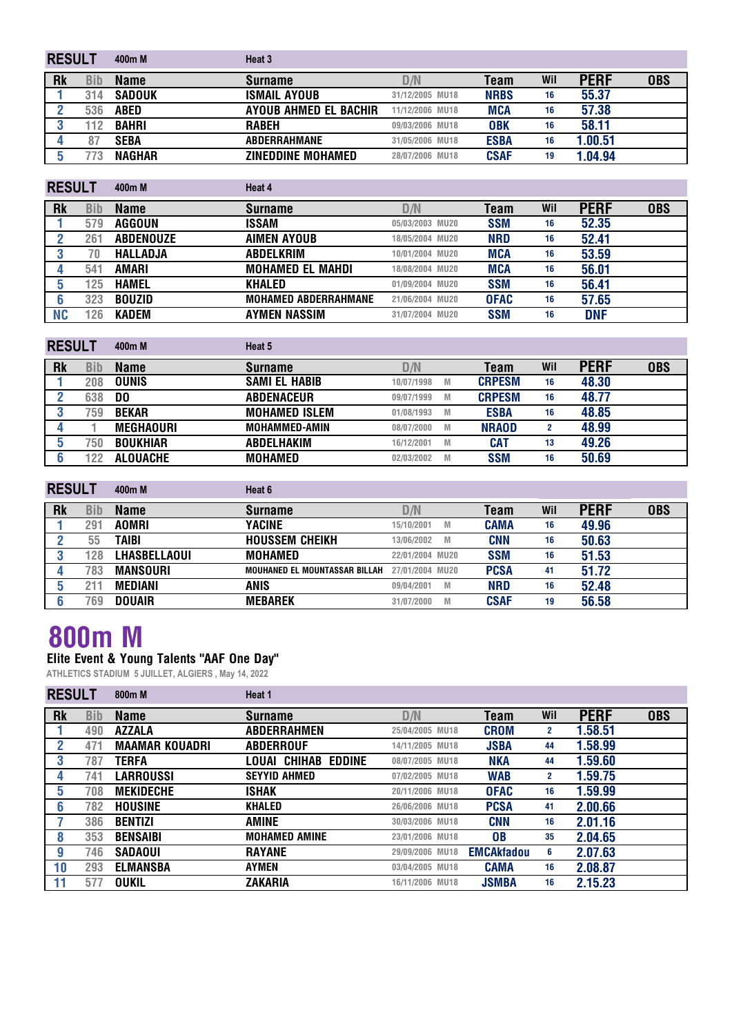## RESULT 400m M — Heat 3

| Rk | Bib | Name | Surname | D/N | | Team | Wil | PERF | OBS |
|---|---|---|---|---|---|---|---|---|---|
| 1 | 314 | SADOUK | ISMAIL AYOUB | 31/12/2005 | MU18 | NRBS | 16 | 55.37 | |
| 2 | 536 | ABED | AYOUB AHMED EL BACHIR | 11/12/2006 | MU18 | MCA | 16 | 57.38 | |
| 3 | 112 | BAHRI | RABEH | 09/03/2006 | MU18 | OBK | 16 | 58.11 | |
| 4 | 87 | SEBA | ABDERRAHMANE | 31/05/2006 | MU18 | ESBA | 16 | 1.00.51 | |
| 5 | 773 | NAGHAR | ZINEDDINE MOHAMED | 28/07/2006 | MU18 | CSAF | 19 | 1.04.94 | |

## RESULT 400m M — Heat 4

| Rk | Bib | Name | Surname | D/N | | Team | Wil | PERF | OBS |
|---|---|---|---|---|---|---|---|---|---|
| 1 | 579 | AGGOUN | ISSAM | 05/03/2003 | MU20 | SSM | 16 | 52.35 | |
| 2 | 261 | ABDENOUZE | AIMEN AYOUB | 18/05/2004 | MU20 | NRD | 16 | 52.41 | |
| 3 | 70 | HALLADJA | ABDELKRIM | 10/01/2004 | MU20 | MCA | 16 | 53.59 | |
| 4 | 541 | AMARI | MOHAMED EL MAHDI | 18/08/2004 | MU20 | MCA | 16 | 56.01 | |
| 5 | 125 | HAMEL | KHALED | 01/09/2004 | MU20 | SSM | 16 | 56.41 | |
| 6 | 323 | BOUZID | MOHAMED ABDERRAHMANE | 21/06/2004 | MU20 | OFAC | 16 | 57.65 | |
| NC | 126 | KADEM | AYMEN NASSIM | 31/07/2004 | MU20 | SSM | 16 | DNF | |

## RESULT 400m M — Heat 5

| Rk | Bib | Name | Surname | D/N | | Team | Wil | PERF | OBS |
|---|---|---|---|---|---|---|---|---|---|
| 1 | 208 | OUNIS | SAMI EL HABIB | 10/07/1998 | M | CRPESM | 16 | 48.30 | |
| 2 | 638 | DO | ABDENACEUR | 09/07/1999 | M | CRPESM | 16 | 48.77 | |
| 3 | 759 | BEKAR | MOHAMED ISLEM | 01/08/1993 | M | ESBA | 16 | 48.85 | |
| 4 | 1 | MEGHAOURI | MOHAMMED-AMIN | 08/07/2000 | M | NRAOD | 2 | 48.99 | |
| 5 | 750 | BOUKHIAR | ABDELHAKIM | 16/12/2001 | M | CAT | 13 | 49.26 | |
| 6 | 122 | ALOUACHE | MOHAMED | 02/03/2002 | M | SSM | 16 | 50.69 | |

## RESULT 400m M — Heat 6

| Rk | Bib | Name | Surname | D/N | | Team | Wil | PERF | OBS |
|---|---|---|---|---|---|---|---|---|---|
| 1 | 291 | AOMRI | YACINE | 15/10/2001 | M | CAMA | 16 | 49.96 | |
| 2 | 55 | TAIBI | HOUSSEM CHEIKH | 13/06/2002 | M | CNN | 16 | 50.63 | |
| 3 | 128 | LHASBELLAOUI | MOHAMED | 22/01/2004 | MU20 | SSM | 16 | 51.53 | |
| 4 | 783 | MANSOURI | MOUHANED EL MOUNTASSAR BILLAH | 27/01/2004 | MU20 | PCSA | 41 | 51.72 | |
| 5 | 211 | MEDIANI | ANIS | 09/04/2001 | M | NRD | 16 | 52.48 | |
| 6 | 769 | DOUAIR | MEBAREK | 31/07/2000 | M | CSAF | 19 | 56.58 | |

# 800m M

**Elite Event & Young Talents "AAF One Day"**

ATHLETICS STADIUM 5 JUILLET, ALGIERS , May 14, 2022

## RESULT 800m M — Heat 1

| Rk | Bib | Name | Surname | D/N | | Team | Wil | PERF | OBS |
|---|---|---|---|---|---|---|---|---|---|
| 1 | 490 | AZZALA | ABDERRAHMEN | 25/04/2005 | MU18 | CROM | 2 | 1.58.51 | |
| 2 | 471 | MAAMAR KOUADRI | ABDERROUF | 14/11/2005 | MU18 | JSBA | 44 | 1.58.99 | |
| 3 | 787 | TERFA | LOUAI CHIHAB EDDINE | 08/07/2005 | MU18 | NKA | 44 | 1.59.60 | |
| 4 | 741 | LARROUSSI | SEYYID AHMED | 07/02/2005 | MU18 | WAB | 2 | 1.59.75 | |
| 5 | 708 | MEKIDECHE | ISHAK | 20/11/2006 | MU18 | OFAC | 16 | 1.59.99 | |
| 6 | 782 | HOUSINE | KHALED | 26/06/2006 | MU18 | PCSA | 41 | 2.00.66 | |
| 7 | 386 | BENTIZI | AMINE | 30/03/2006 | MU18 | CNN | 16 | 2.01.16 | |
| 8 | 353 | BENSAIBI | MOHAMED AMINE | 23/01/2006 | MU18 | OB | 35 | 2.04.65 | |
| 9 | 746 | SADAOUI | RAYANE | 29/09/2006 | MU18 | EMCAkfadou | 6 | 2.07.63 | |
| 10 | 293 | ELMANSBA | AYMEN | 03/04/2005 | MU18 | CAMA | 16 | 2.08.87 | |
| 11 | 577 | OUKIL | ZAKARIA | 16/11/2006 | MU18 | JSMBA | 16 | 2.15.23 | |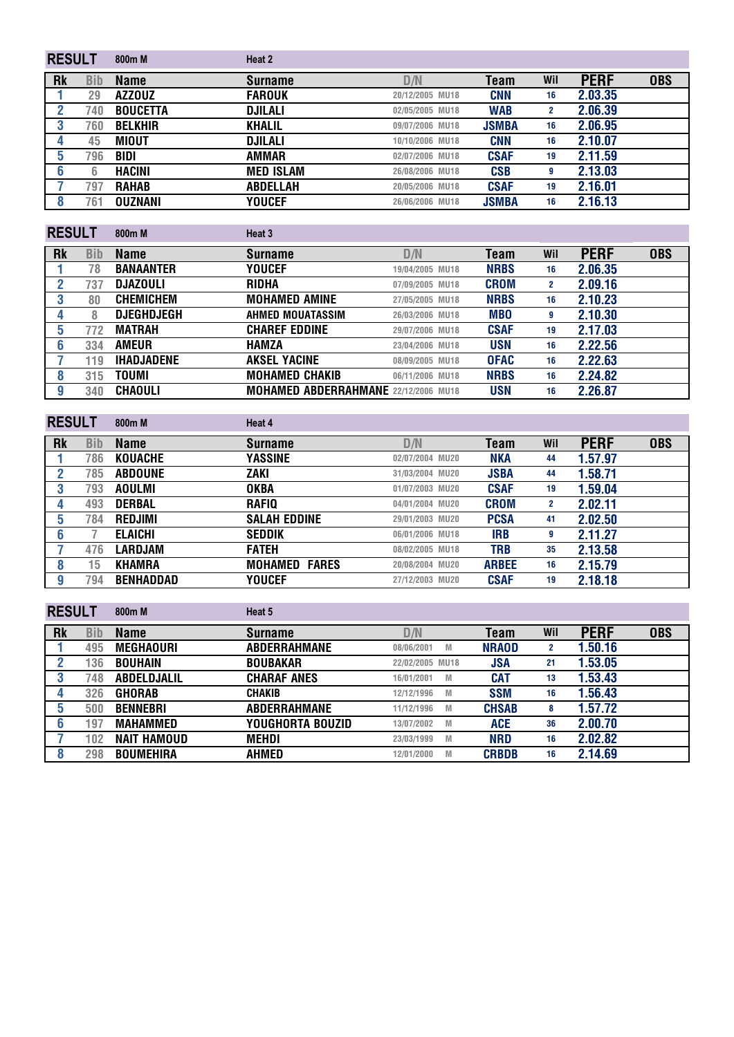## RESULT 800m M Heat 2

| Rk | Bib | Name | Surname | D/N | | Team | Wil | PERF | OBS |
|---|---|---|---|---|---|---|---|---|---|
| 1 | 29 | AZZOUZ | FAROUK | 20/12/2005 | MU18 | CNN | 16 | 2.03.35 | |
| 2 | 740 | BOUCETTA | DJILALI | 02/05/2005 | MU18 | WAB | 2 | 2.06.39 | |
| 3 | 760 | BELKHIR | KHALIL | 09/07/2006 | MU18 | JSMBA | 16 | 2.06.95 | |
| 4 | 45 | MIOUT | DJILALI | 10/10/2006 | MU18 | CNN | 16 | 2.10.07 | |
| 5 | 796 | BIDI | AMMAR | 02/07/2006 | MU18 | CSAF | 19 | 2.11.59 | |
| 6 | 6 | HACINI | MED ISLAM | 26/08/2006 | MU18 | CSB | 9 | 2.13.03 | |
| 7 | 797 | RAHAB | ABDELLAH | 20/05/2006 | MU18 | CSAF | 19 | 2.16.01 | |
| 8 | 761 | OUZNANI | YOUCEF | 26/06/2006 | MU18 | JSMBA | 16 | 2.16.13 | |

## RESULT 800m M Heat 3

| Rk | Bib | Name | Surname | D/N | | Team | Wil | PERF | OBS |
|---|---|---|---|---|---|---|---|---|---|
| 1 | 78 | BANAANTER | YOUCEF | 19/04/2005 | MU18 | NRBS | 16 | 2.06.35 | |
| 2 | 737 | DJAZOULI | RIDHA | 07/09/2005 | MU18 | CROM | 2 | 2.09.16 | |
| 3 | 80 | CHEMICHEM | MOHAMED AMINE | 27/05/2005 | MU18 | NRBS | 16 | 2.10.23 | |
| 4 | 8 | DJEGHDJEGH | AHMED MOUATASSIM | 26/03/2006 | MU18 | MBO | 9 | 2.10.30 | |
| 5 | 772 | MATRAH | CHAREF EDDINE | 29/07/2006 | MU18 | CSAF | 19 | 2.17.03 | |
| 6 | 334 | AMEUR | HAMZA | 23/04/2006 | MU18 | USN | 16 | 2.22.56 | |
| 7 | 119 | IHADJADENE | AKSEL YACINE | 08/09/2005 | MU18 | OFAC | 16 | 2.22.63 | |
| 8 | 315 | TOUMI | MOHAMED CHAKIB | 06/11/2006 | MU18 | NRBS | 16 | 2.24.82 | |
| 9 | 340 | CHAOULI | MOHAMED ABDERRAHMANE | 22/12/2006 | MU18 | USN | 16 | 2.26.87 | |

## RESULT 800m M Heat 4

| Rk | Bib | Name | Surname | D/N | | Team | Wil | PERF | OBS |
|---|---|---|---|---|---|---|---|---|---|
| 1 | 786 | KOUACHE | YASSINE | 02/07/2004 | MU20 | NKA | 44 | 1.57.97 | |
| 2 | 785 | ABDOUNE | ZAKI | 31/03/2004 | MU20 | JSBA | 44 | 1.58.71 | |
| 3 | 793 | AOULMI | OKBA | 01/07/2003 | MU20 | CSAF | 19 | 1.59.04 | |
| 4 | 493 | DERBAL | RAFIQ | 04/01/2004 | MU20 | CROM | 2 | 2.02.11 | |
| 5 | 784 | REDJIMI | SALAH EDDINE | 29/01/2003 | MU20 | PCSA | 41 | 2.02.50 | |
| 6 | 7 | ELAICHI | SEDDIK | 06/01/2006 | MU18 | IRB | 9 | 2.11.27 | |
| 7 | 476 | LARDJAM | FATEH | 08/02/2005 | MU18 | TRB | 35 | 2.13.58 | |
| 8 | 15 | KHAMRA | MOHAMED FARES | 20/08/2004 | MU20 | ARBEE | 16 | 2.15.79 | |
| 9 | 794 | BENHADDAD | YOUCEF | 27/12/2003 | MU20 | CSAF | 19 | 2.18.18 | |

## RESULT 800m M Heat 5

| Rk | Bib | Name | Surname | D/N | | Team | Wil | PERF | OBS |
|---|---|---|---|---|---|---|---|---|---|
| 1 | 495 | MEGHAOURI | ABDERRAHMANE | 08/06/2001 | M | NRAOD | 2 | 1.50.16 | |
| 2 | 136 | BOUHAIN | BOUBAKAR | 22/02/2005 | MU18 | JSA | 21 | 1.53.05 | |
| 3 | 748 | ABDELDJALIL | CHARAF ANES | 16/01/2001 | M | CAT | 13 | 1.53.43 | |
| 4 | 326 | GHORAB | CHAKIB | 12/12/1996 | M | SSM | 16 | 1.56.43 | |
| 5 | 500 | BENNEBRI | ABDERRAHMANE | 11/12/1996 | M | CHSAB | 8 | 1.57.72 | |
| 6 | 197 | MAHAMMED | YOUGHORTA BOUZID | 13/07/2002 | M | ACE | 36 | 2.00.70 | |
| 7 | 102 | NAIT HAMOUD | MEHDI | 23/03/1999 | M | NRD | 16 | 2.02.82 | |
| 8 | 298 | BOUMEHIRA | AHMED | 12/01/2000 | M | CRBDB | 16 | 2.14.69 | |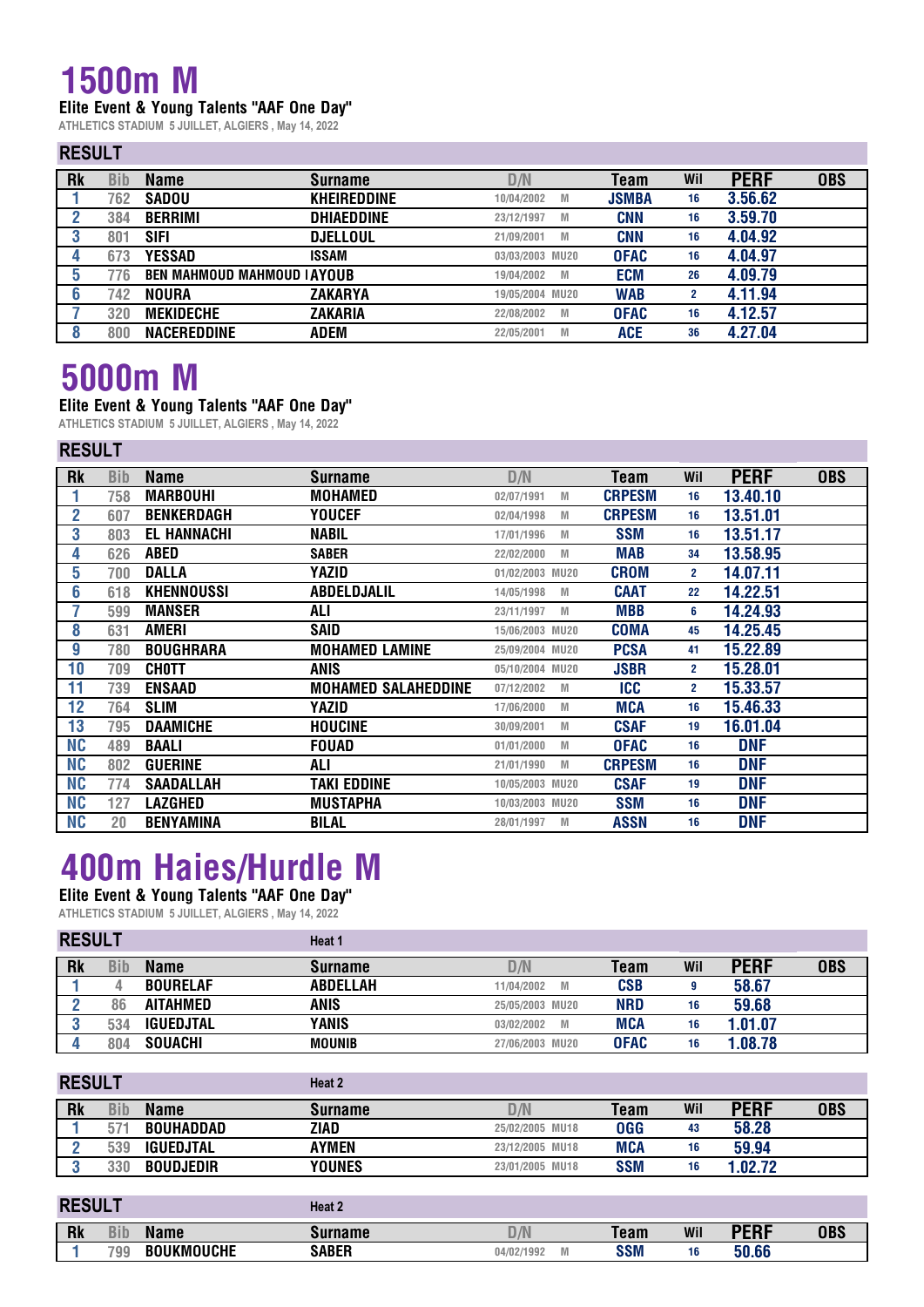# 1500m M

**Elite Event & Young Talents "AAF One Day"**

ATHLETICS STADIUM 5 JUILLET, ALGIERS , May 14, 2022

## RESULT

| Rk | Bib | Name | Surname | D/N | | Team | Wil | PERF | OBS |
|---|---|---|---|---|---|---|---|---|---|
| 1 | 762 | SADOU | KHEIREDDINE | 10/04/2002 | M | JSMBA | 16 | 3.56.62 | |
| 2 | 384 | BERRIMI | DHIAEDDINE | 23/12/1997 | M | CNN | 16 | 3.59.70 | |
| 3 | 801 | SIFI | DJELLOUL | 21/09/2001 | M | CNN | 16 | 4.04.92 | |
| 4 | 673 | YESSAD | ISSAM | 03/03/2003 | MU20 | OFAC | 16 | 4.04.97 | |
| 5 | 776 | BEN MAHMOUD MAHMOUD I | AYOUB | 19/04/2002 | M | ECM | 26 | 4.09.79 | |
| 6 | 742 | NOURA | ZAKARYA | 19/05/2004 | MU20 | WAB | 2 | 4.11.94 | |
| 7 | 320 | MEKIDECHE | ZAKARIA | 22/08/2002 | M | OFAC | 16 | 4.12.57 | |
| 8 | 800 | NACEREDDINE | ADEM | 22/05/2001 | M | ACE | 36 | 4.27.04 | |

# 5000m M

**Elite Event & Young Talents "AAF One Day"**

ATHLETICS STADIUM 5 JUILLET, ALGIERS , May 14, 2022

## RESULT

| Rk | Bib | Name | Surname | D/N | | Team | Wil | PERF | OBS |
|---|---|---|---|---|---|---|---|---|---|
| 1 | 758 | MARBOUHI | MOHAMED | 02/07/1991 | M | CRPESM | 16 | 13.40.10 | |
| 2 | 607 | BENKERDAGH | YOUCEF | 02/04/1998 | M | CRPESM | 16 | 13.51.01 | |
| 3 | 803 | EL HANNACHI | NABIL | 17/01/1996 | M | SSM | 16 | 13.51.17 | |
| 4 | 626 | ABED | SABER | 22/02/2000 | M | MAB | 34 | 13.58.95 | |
| 5 | 700 | DALLA | YAZID | 01/02/2003 | MU20 | CROM | 2 | 14.07.11 | |
| 6 | 618 | KHENNOUSSI | ABDELDJALIL | 14/05/1998 | M | CAAT | 22 | 14.22.51 | |
| 7 | 599 | MANSER | ALI | 23/11/1997 | M | MBB | 6 | 14.24.93 | |
| 8 | 631 | AMERI | SAID | 15/06/2003 | MU20 | COMA | 45 | 14.25.45 | |
| 9 | 780 | BOUGHRARA | MOHAMED LAMINE | 25/09/2004 | MU20 | PCSA | 41 | 15.22.89 | |
| 10 | 709 | CHOTT | ANIS | 05/10/2004 | MU20 | JSBR | 2 | 15.28.01 | |
| 11 | 739 | ENSAAD | MOHAMED SALAHEDDINE | 07/12/2002 | M | ICC | 2 | 15.33.57 | |
| 12 | 764 | SLIM | YAZID | 17/06/2000 | M | MCA | 16 | 15.46.33 | |
| 13 | 795 | DAAMICHE | HOUCINE | 30/09/2001 | M | CSAF | 19 | 16.01.04 | |
| NC | 489 | BAALI | FOUAD | 01/01/2000 | M | OFAC | 16 | DNF | |
| NC | 802 | GUERINE | ALI | 21/01/1990 | M | CRPESM | 16 | DNF | |
| NC | 774 | SAADALLAH | TAKI EDDINE | 10/05/2003 | MU20 | CSAF | 19 | DNF | |
| NC | 127 | LAZGHED | MUSTAPHA | 10/03/2003 | MU20 | SSM | 16 | DNF | |
| NC | 20 | BENYAMINA | BILAL | 28/01/1997 | M | ASSN | 16 | DNF | |

# 400m Haies/Hurdle M

**Elite Event & Young Talents "AAF One Day"**

ATHLETICS STADIUM 5 JUILLET, ALGIERS , May 14, 2022

## RESULT

Heat 1

| Rk | Bib | Name | Surname | D/N | | Team | Wil | PERF | OBS |
|---|---|---|---|---|---|---|---|---|---|
| 1 | 4 | BOURELAF | ABDELLAH | 11/04/2002 | M | CSB | 9 | 58.67 | |
| 2 | 86 | AITAHMED | ANIS | 25/05/2003 | MU20 | NRD | 16 | 59.68 | |
| 3 | 534 | IGUEDJTAL | YANIS | 03/02/2002 | M | MCA | 16 | 1.01.07 | |
| 4 | 804 | SOUACHI | MOUNIB | 27/06/2003 | MU20 | OFAC | 16 | 1.08.78 | |

## RESULT

Heat 2

| Rk | Bib | Name | Surname | D/N | | Team | Wil | PERF | OBS |
|---|---|---|---|---|---|---|---|---|---|
| 1 | 571 | BOUHADDAD | ZIAD | 25/02/2005 | MU18 | OGG | 43 | 58.28 | |
| 2 | 539 | IGUEDJTAL | AYMEN | 23/12/2005 | MU18 | MCA | 16 | 59.94 | |
| 3 | 330 | BOUDJEDIR | YOUNES | 23/01/2005 | MU18 | SSM | 16 | 1.02.72 | |

## RESULT

Heat 2

| Rk | Bib | Name | Surname | D/N | | Team | Wil | PERF | OBS |
|---|---|---|---|---|---|---|---|---|---|
| 1 | 799 | BOUKMOUCHE | SABER | 04/02/1992 | M | SSM | 16 | 50.66 | |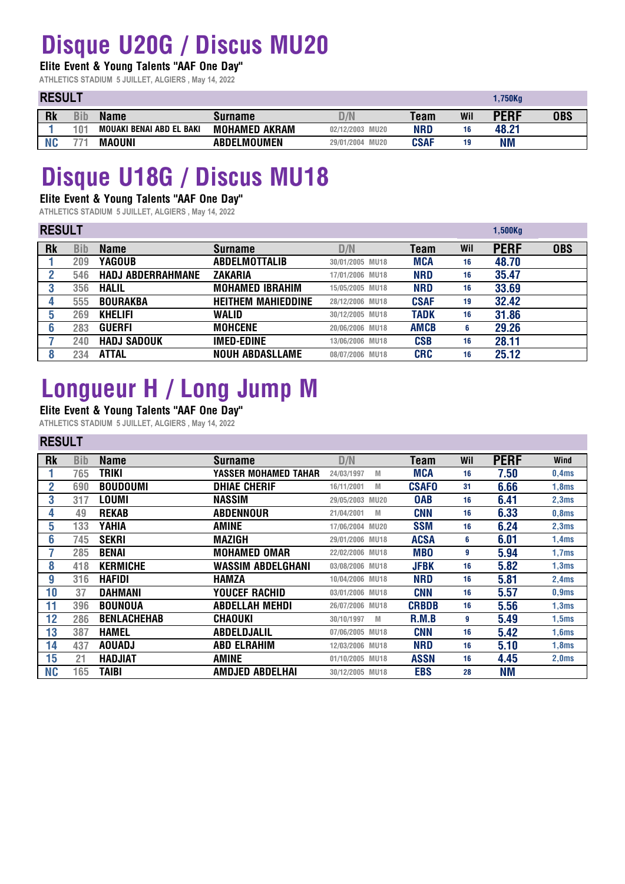# Disque U20G / Discus MU20

**Elite Event & Young Talents "AAF One Day"**

ATHLETICS STADIUM 5 JUILLET, ALGIERS , May 14, 2022

| RESULT | | | | | | | 1,750Kg | |
|---|---|---|---|---|---|---|---|---|
| Rk | Bib | Name | Surname | D/N | Team | Wil | PERF | OBS |
| 1 | 101 | MOUAKI BENAI ABD EL BAKI | MOHAMED AKRAM | 02/12/2003 MU20 | NRD | 16 | 48.21 | |
| NC | 771 | MAOUNI | ABDELMOUMEN | 29/01/2004 MU20 | CSAF | 19 | NM | |

# Disque U18G / Discus MU18

**Elite Event & Young Talents "AAF One Day"**

ATHLETICS STADIUM 5 JUILLET, ALGIERS , May 14, 2022

| RESULT | | | | | | | 1,500Kg | |
|---|---|---|---|---|---|---|---|---|
| Rk | Bib | Name | Surname | D/N | Team | Wil | PERF | OBS |
| 1 | 209 | YAGOUB | ABDELMOTTALIB | 30/01/2005 MU18 | MCA | 16 | 48.70 | |
| 2 | 546 | HADJ ABDERRAHMANE | ZAKARIA | 17/01/2006 MU18 | NRD | 16 | 35.47 | |
| 3 | 356 | HALIL | MOHAMED IBRAHIM | 15/05/2005 MU18 | NRD | 16 | 33.69 | |
| 4 | 555 | BOURAKBA | HEITHEM MAHIEDDINE | 28/12/2006 MU18 | CSAF | 19 | 32.42 | |
| 5 | 269 | KHELIFI | WALID | 30/12/2005 MU18 | TADK | 16 | 31.86 | |
| 6 | 283 | GUERFI | MOHCENE | 20/06/2006 MU18 | AMCB | 6 | 29.26 | |
| 7 | 240 | HADJ SADOUK | IMED-EDINE | 13/06/2006 MU18 | CSB | 16 | 28.11 | |
| 8 | 234 | ATTAL | NOUH ABDASLLAME | 08/07/2006 MU18 | CRC | 16 | 25.12 | |

# Longueur H / Long Jump M

**Elite Event & Young Talents "AAF One Day"**

ATHLETICS STADIUM 5 JUILLET, ALGIERS , May 14, 2022

RESULT

| Rk | Bib | Name | Surname | D/N | Team | Wil | PERF | Wind |
|---|---|---|---|---|---|---|---|---|
| 1 | 765 | TRIKI | YASSER MOHAMED TAHAR | 24/03/1997 M | MCA | 16 | 7.50 | 0,4ms |
| 2 | 690 | BOUDOUMI | DHIAE CHERIF | 16/11/2001 M | CSAFO | 31 | 6.66 | 1,8ms |
| 3 | 317 | LOUMI | NASSIM | 29/05/2003 MU20 | OAB | 16 | 6.41 | 2,3ms |
| 4 | 49 | REKAB | ABDENNOUR | 21/04/2001 M | CNN | 16 | 6.33 | 0,8ms |
| 5 | 133 | YAHIA | AMINE | 17/06/2004 MU20 | SSM | 16 | 6.24 | 2,3ms |
| 6 | 745 | SEKRI | MAZIGH | 29/01/2006 MU18 | ACSA | 6 | 6.01 | 1,4ms |
| 7 | 285 | BENAI | MOHAMED OMAR | 22/02/2006 MU18 | MBO | 9 | 5.94 | 1,7ms |
| 8 | 418 | KERMICHE | WASSIM ABDELGHANI | 03/08/2006 MU18 | JFBK | 16 | 5.82 | 1,3ms |
| 9 | 316 | HAFIDI | HAMZA | 10/04/2006 MU18 | NRD | 16 | 5.81 | 2,4ms |
| 10 | 37 | DAHMANI | YOUCEF RACHID | 03/01/2006 MU18 | CNN | 16 | 5.57 | 0,9ms |
| 11 | 396 | BOUNOUA | ABDELLAH MEHDI | 26/07/2006 MU18 | CRBDB | 16 | 5.56 | 1,3ms |
| 12 | 286 | BENLACHEHAB | CHAOUKI | 30/10/1997 M | R.M.B | 9 | 5.49 | 1,5ms |
| 13 | 387 | HAMEL | ABDELDJALIL | 07/06/2005 MU18 | CNN | 16 | 5.42 | 1,6ms |
| 14 | 437 | AOUADJ | ABD ELRAHIM | 12/03/2006 MU18 | NRD | 16 | 5.10 | 1,8ms |
| 15 | 21 | HADJIAT | AMINE | 01/10/2005 MU18 | ASSN | 16 | 4.45 | 2,0ms |
| NC | 165 | TAIBI | AMDJED ABDELHAI | 30/12/2005 MU18 | EBS | 28 | NM | |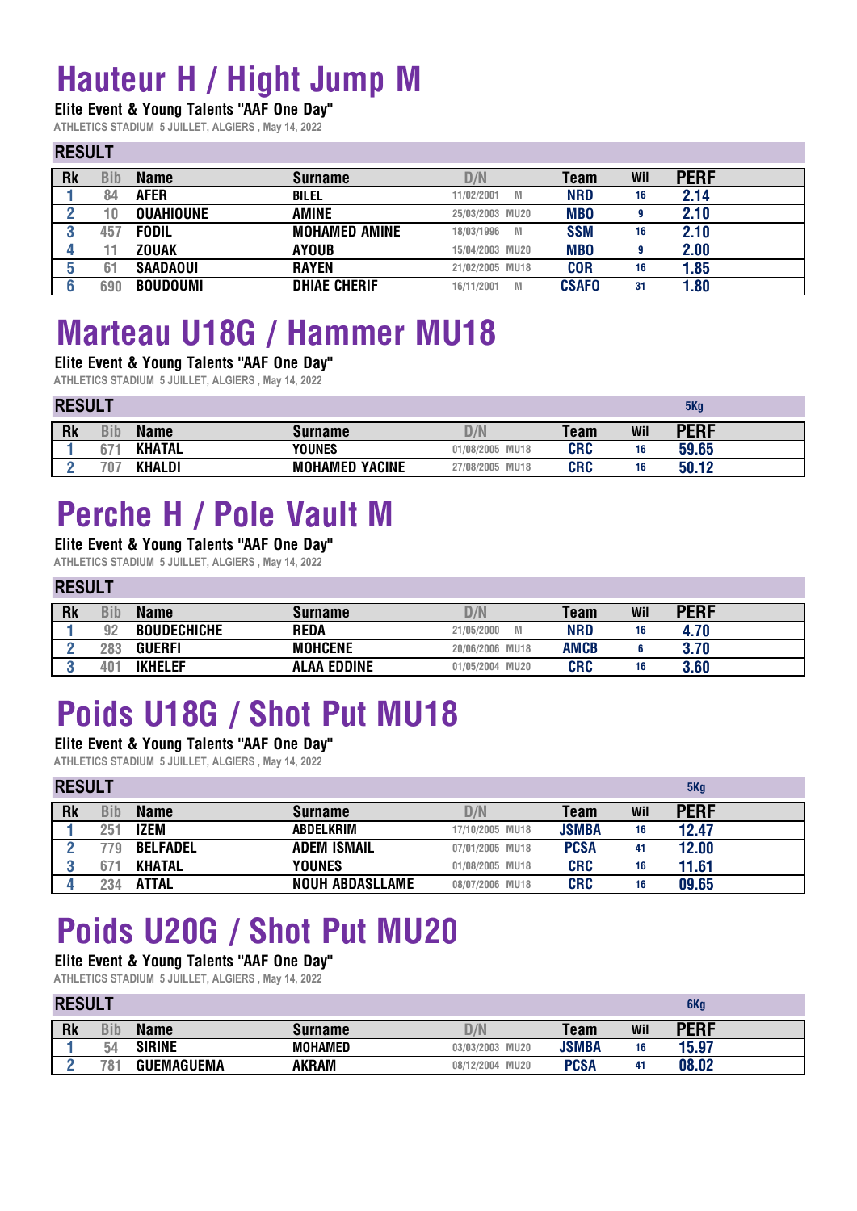# Hauteur H / Hight Jump M

**Elite Event & Young Talents "AAF One Day"**

ATHLETICS STADIUM 5 JUILLET, ALGIERS , May 14, 2022

## RESULT

| Rk | Bib | Name | Surname | D/N | | Team | Wil | PERF |
|---|---|---|---|---|---|---|---|---|
| 1 | 84 | AFER | BILEL | 11/02/2001 | M | NRD | 16 | 2.14 |
| 2 | 10 | OUAHIOUNE | AMINE | 25/03/2003 | MU20 | MBO | 9 | 2.10 |
| 3 | 457 | FODIL | MOHAMED AMINE | 18/03/1996 | M | SSM | 16 | 2.10 |
| 4 | 11 | ZOUAK | AYOUB | 15/04/2003 | MU20 | MBO | 9 | 2.00 |
| 5 | 61 | SAADAOUI | RAYEN | 21/02/2005 | MU18 | COR | 16 | 1.85 |
| 6 | 690 | BOUDOUMI | DHIAE CHERIF | 16/11/2001 | M | CSAFO | 31 | 1.80 |

# Marteau U18G / Hammer MU18

**Elite Event & Young Talents "AAF One Day"**

ATHLETICS STADIUM 5 JUILLET, ALGIERS , May 14, 2022

## RESULT

5Kg

| Rk | Bib | Name | Surname | D/N | | Team | Wil | PERF |
|---|---|---|---|---|---|---|---|---|
| 1 | 671 | KHATAL | YOUNES | 01/08/2005 | MU18 | CRC | 16 | 59.65 |
| 2 | 707 | KHALDI | MOHAMED YACINE | 27/08/2005 | MU18 | CRC | 16 | 50.12 |

# Perche H / Pole Vault M

**Elite Event & Young Talents "AAF One Day"**

ATHLETICS STADIUM 5 JUILLET, ALGIERS , May 14, 2022

## RESULT

| Rk | Bib | Name | Surname | D/N | | Team | Wil | PERF |
|---|---|---|---|---|---|---|---|---|
| 1 | 92 | BOUDECHICHE | REDA | 21/05/2000 | M | NRD | 16 | 4.70 |
| 2 | 283 | GUERFI | MOHCENE | 20/06/2006 | MU18 | AMCB | 6 | 3.70 |
| 3 | 401 | IKHELEF | ALAA EDDINE | 01/05/2004 | MU20 | CRC | 16 | 3.60 |

# Poids U18G / Shot Put MU18

**Elite Event & Young Talents "AAF One Day"**

ATHLETICS STADIUM 5 JUILLET, ALGIERS , May 14, 2022

## RESULT

5Kg

| Rk | Bib | Name | Surname | D/N | | Team | Wil | PERF |
|---|---|---|---|---|---|---|---|---|
| 1 | 251 | IZEM | ABDELKRIM | 17/10/2005 | MU18 | JSMBA | 16 | 12.47 |
| 2 | 779 | BELFADEL | ADEM ISMAIL | 07/01/2005 | MU18 | PCSA | 41 | 12.00 |
| 3 | 671 | KHATAL | YOUNES | 01/08/2005 | MU18 | CRC | 16 | 11.61 |
| 4 | 234 | ATTAL | NOUH ABDASLLAME | 08/07/2006 | MU18 | CRC | 16 | 09.65 |

# Poids U20G / Shot Put MU20

**Elite Event & Young Talents "AAF One Day"**

ATHLETICS STADIUM 5 JUILLET, ALGIERS , May 14, 2022

## RESULT

6Kg

| Rk | Bib | Name | Surname | D/N | | Team | Wil | PERF |
|---|---|---|---|---|---|---|---|---|
| 1 | 54 | SIRINE | MOHAMED | 03/03/2003 | MU20 | JSMBA | 16 | 15.97 |
| 2 | 781 | GUEMAGUEMA | AKRAM | 08/12/2004 | MU20 | PCSA | 41 | 08.02 |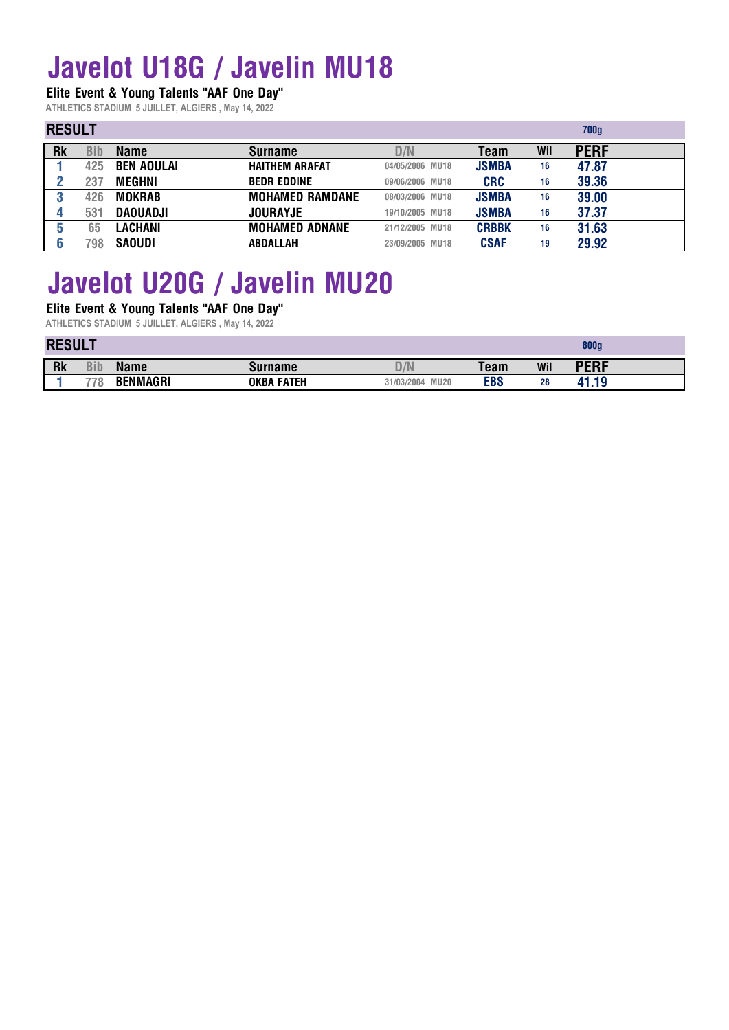# Javelot U18G / Javelin MU18

**Elite Event & Young Talents "AAF One Day"**

ATHLETICS STADIUM 5 JUILLET, ALGIERS , May 14, 2022

**RESULT** 700g

| Rk | Bib | Name | Surname | D/N | | Team | Wil | PERF |
|---|---|---|---|---|---|---|---|---|
| 1 | 425 | BEN AOULAI | HAITHEM ARAFAT | 04/05/2006 | MU18 | JSMBA | 16 | 47.87 |
| 2 | 237 | MEGHNI | BEDR EDDINE | 09/06/2006 | MU18 | CRC | 16 | 39.36 |
| 3 | 426 | MOKRAB | MOHAMED RAMDANE | 08/03/2006 | MU18 | JSMBA | 16 | 39.00 |
| 4 | 531 | DAOUADJI | JOURAYJE | 19/10/2005 | MU18 | JSMBA | 16 | 37.37 |
| 5 | 65 | LACHANI | MOHAMED ADNANE | 21/12/2005 | MU18 | CRBBK | 16 | 31.63 |
| 6 | 798 | SAOUDI | ABDALLAH | 23/09/2005 | MU18 | CSAF | 19 | 29.92 |

# Javelot U20G / Javelin MU20

**Elite Event & Young Talents "AAF One Day"**

ATHLETICS STADIUM 5 JUILLET, ALGIERS , May 14, 2022

**RESULT** 800g

| Rk | Bib | Name | Surname | D/N | | Team | Wil | PERF |
|---|---|---|---|---|---|---|---|---|
| 1 | 778 | BENMAGRI | OKBA FATEH | 31/03/2004 | MU20 | EBS | 28 | 41.19 |